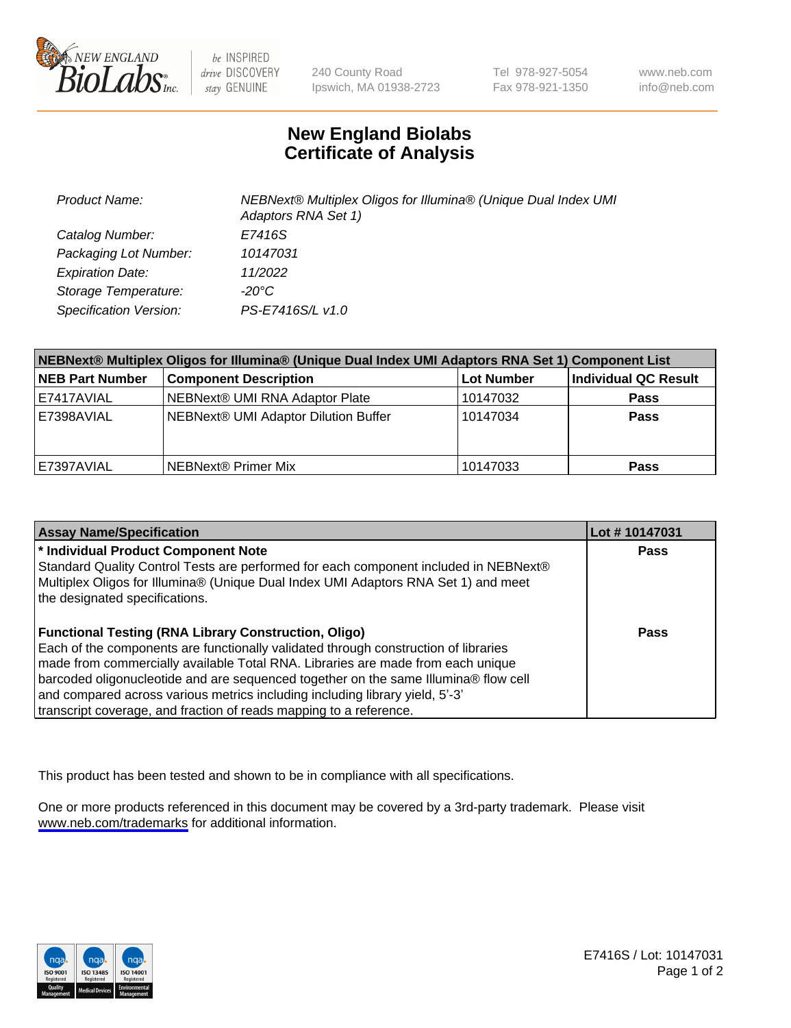# New England Biolabs Certificate of Analysis

| | |
|---|---|
| *Product Name:* | *NEBNext® Multiplex Oligos for Illumina® (Unique Dual Index UMI Adaptors RNA Set 1)* |
| *Catalog Number:* | *E7416S* |
| *Packaging Lot Number:* | *10147031* |
| *Expiration Date:* | *11/2022* |
| *Storage Temperature:* | *-20°C* |
| *Specification Version:* | *PS-E7416S/L v1.0* |

| NEBNext® Multiplex Oligos for Illumina® (Unique Dual Index UMI Adaptors RNA Set 1) Component List | | | |
|---|---|---|---|
| **NEB Part Number** | **Component Description** | **Lot Number** | **Individual QC Result** |
| E7417AVIAL | NEBNext® UMI RNA Adaptor Plate | 10147032 | **Pass** |
| E7398AVIAL | NEBNext® UMI Adaptor Dilution Buffer | 10147034 | **Pass** |
| E7397AVIAL | NEBNext® Primer Mix | 10147033 | **Pass** |

| Assay Name/Specification | Lot # 10147031 |
|---|---|
| **\* Individual Product Component Note**<br>Standard Quality Control Tests are performed for each component included in NEBNext® Multiplex Oligos for Illumina® (Unique Dual Index UMI Adaptors RNA Set 1) and meet the designated specifications. | **Pass** |
| **Functional Testing (RNA Library Construction, Oligo)**<br>Each of the components are functionally validated through construction of libraries made from commercially available Total RNA. Libraries are made from each unique barcoded oligonucleotide and are sequenced together on the same Illumina® flow cell and compared across various metrics including including library yield, 5'-3' transcript coverage, and fraction of reads mapping to a reference. | **Pass** |

This product has been tested and shown to be in compliance with all specifications.

One or more products referenced in this document may be covered by a 3rd-party trademark. Please visit www.neb.com/trademarks for additional information.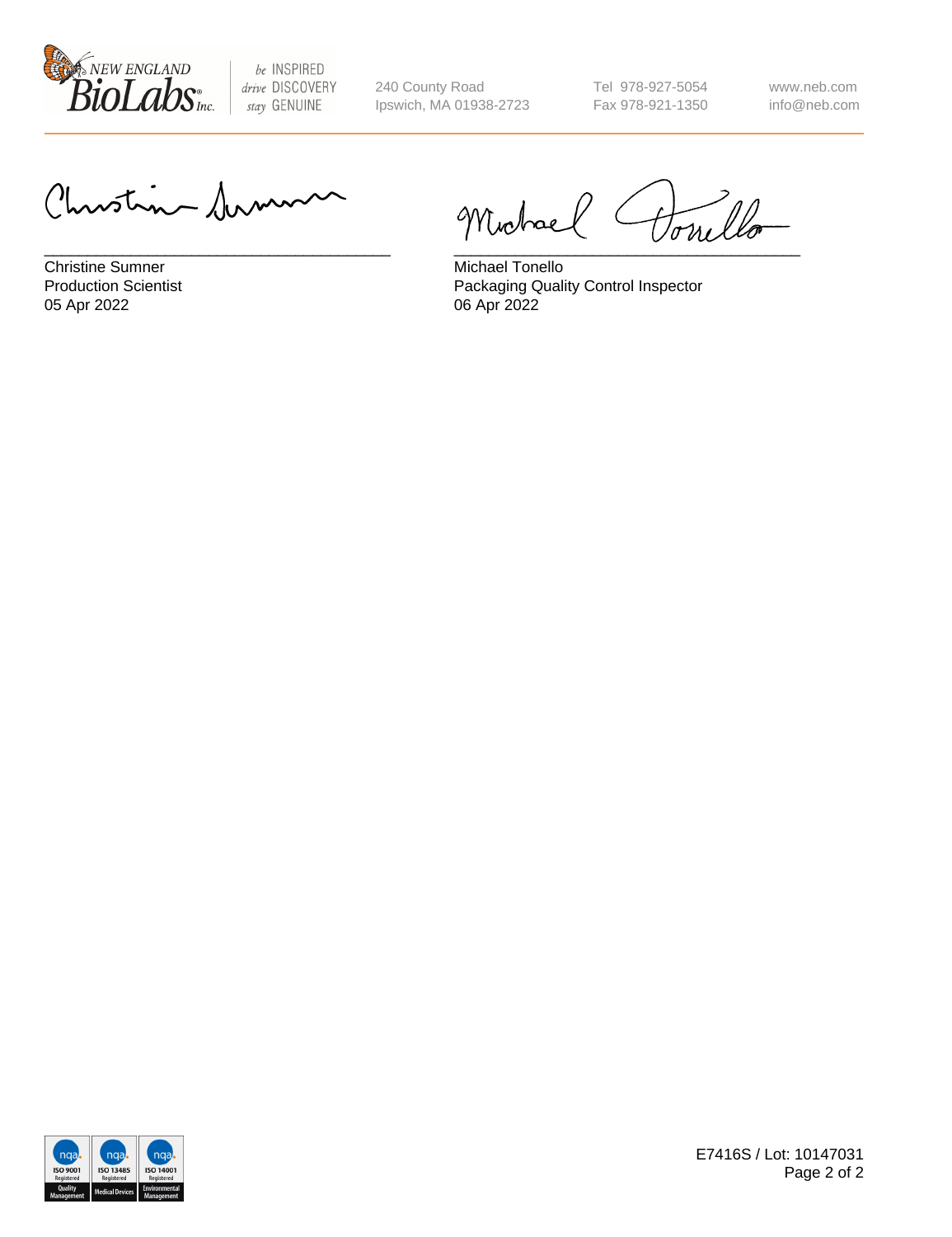Christine Sumner
Production Scientist
05 Apr 2022

Michael Tonello
Packaging Quality Control Inspector
06 Apr 2022

E7416S / Lot: 10147031